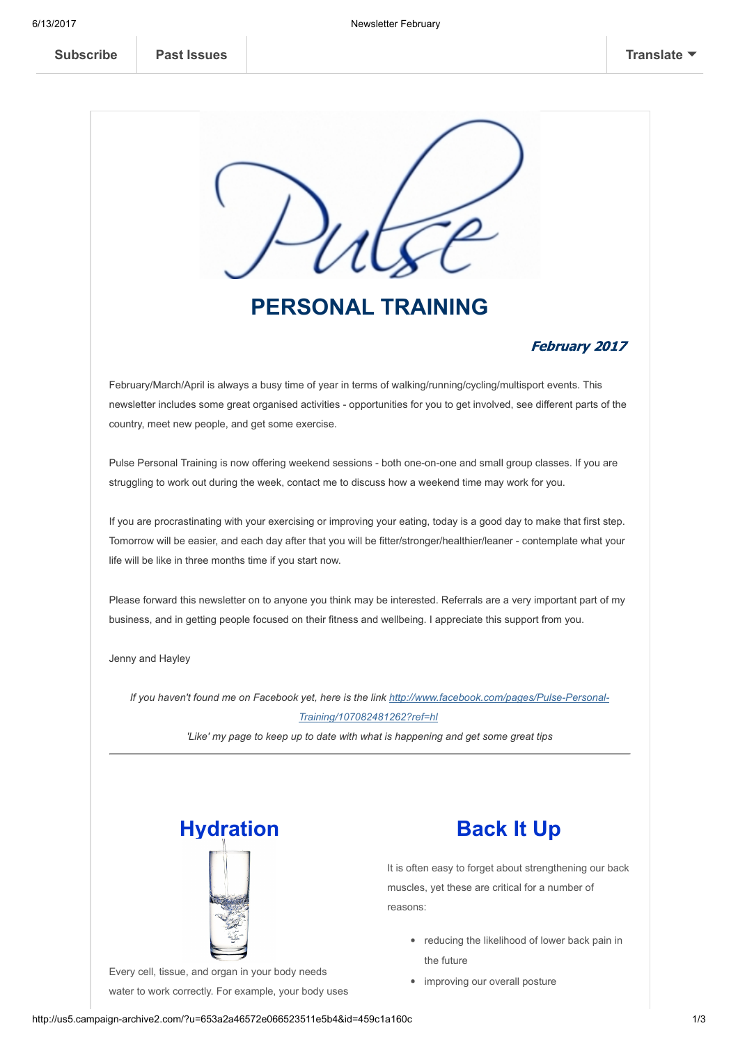Subscribe | Past Issues | Translate

# PERSONAL TRAINING

***February 2017***

February/March/April is always a busy time of year in terms of walking/running/cycling/multisport events. This newsletter includes some great organised activities - opportunities for you to get involved, see different parts of the country, meet new people, and get some exercise.

Pulse Personal Training is now offering weekend sessions - both one-on-one and small group classes. If you are struggling to work out during the week, contact me to discuss how a weekend time may work for you.

If you are procrastinating with your exercising or improving your eating, today is a good day to make that first step. Tomorrow will be easier, and each day after that you will be fitter/stronger/healthier/leaner - contemplate what your life will be like in three months time if you start now.

Please forward this newsletter on to anyone you think may be interested. Referrals are a very important part of my business, and in getting people focused on their fitness and wellbeing. I appreciate this support from you.

Jenny and Hayley

*If you haven't found me on Facebook yet, here is the link [http://www.facebook.com/pages/Pulse-Personal-Training/107082481262?ref=hl](http://www.facebook.com/pages/Pulse-Personal-Training/107082481262?ref=hl)*

*'Like' my page to keep up to date with what is happening and get some great tips*

---

## Hydration

Every cell, tissue, and organ in your body needs water to work correctly. For example, your body uses

## Back It Up

It is often easy to forget about strengthening our back muscles, yet these are critical for a number of reasons:

- reducing the likelihood of lower back pain in the future
- improving our overall posture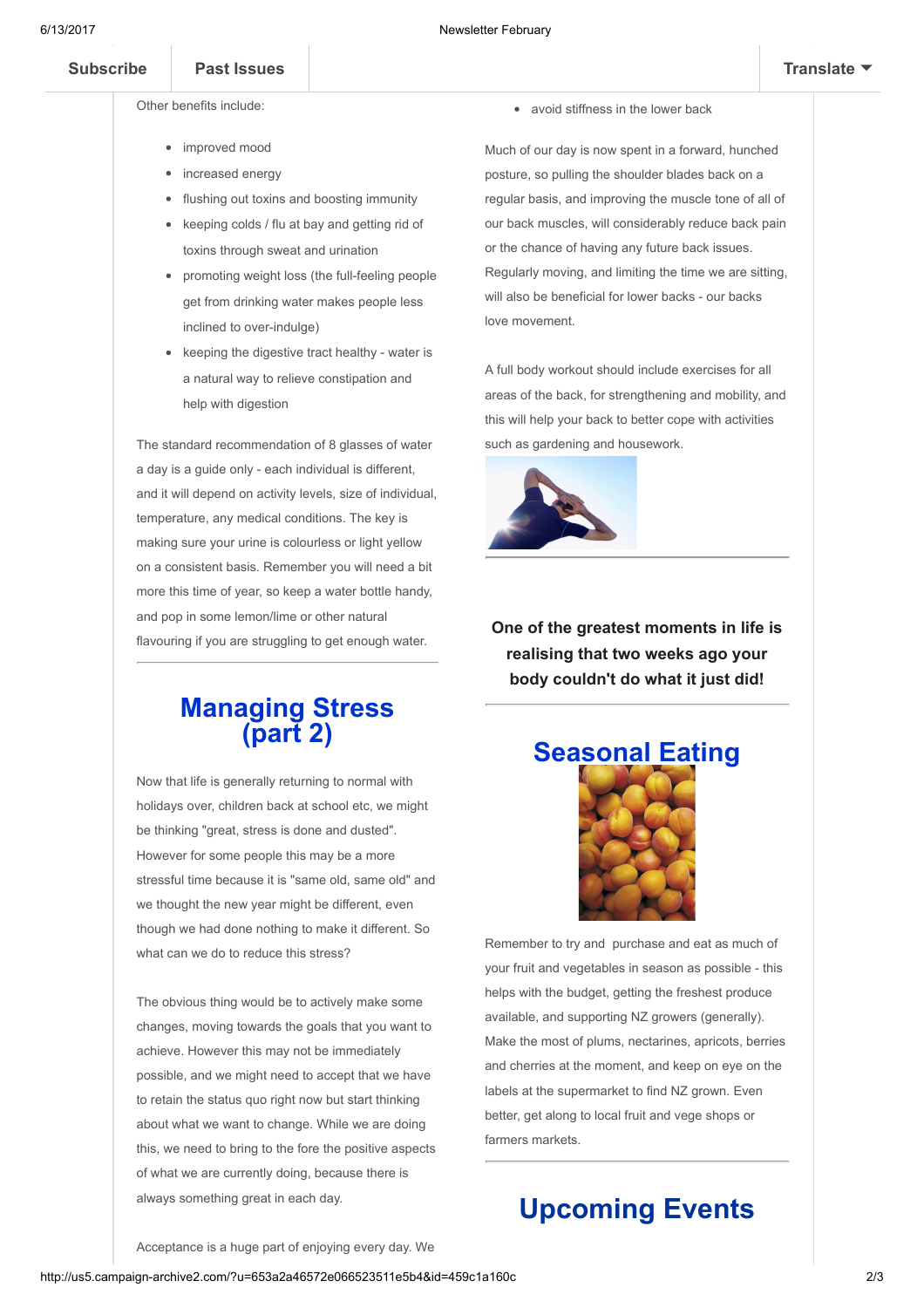Other benefits include:

- improved mood
- increased energy
- flushing out toxins and boosting immunity
- keeping colds / flu at bay and getting rid of toxins through sweat and urination
- promoting weight loss (the full-feeling people get from drinking water makes people less inclined to over-indulge)
- keeping the digestive tract healthy - water is a natural way to relieve constipation and help with digestion

The standard recommendation of 8 glasses of water a day is a guide only - each individual is different, and it will depend on activity levels, size of individual, temperature, any medical conditions. The key is making sure your urine is colourless or light yellow on a consistent basis. Remember you will need a bit more this time of year, so keep a water bottle handy, and pop in some lemon/lime or other natural flavouring if you are struggling to get enough water.

## Managing Stress (part 2)

Now that life is generally returning to normal with holidays over, children back at school etc, we might be thinking "great, stress is done and dusted". However for some people this may be a more stressful time because it is "same old, same old" and we thought the new year might be different, even though we had done nothing to make it different. So what can we do to reduce this stress?

The obvious thing would be to actively make some changes, moving towards the goals that you want to achieve. However this may not be immediately possible, and we might need to accept that we have to retain the status quo right now but start thinking about what we want to change. While we are doing this, we need to bring to the fore the positive aspects of what we are currently doing, because there is always something great in each day.

Acceptance is a huge part of enjoying every day. We

- avoid stiffness in the lower back

Much of our day is now spent in a forward, hunched posture, so pulling the shoulder blades back on a regular basis, and improving the muscle tone of all of our back muscles, will considerably reduce back pain or the chance of having any future back issues. Regularly moving, and limiting the time we are sitting, will also be beneficial for lower backs - our backs love movement.

A full body workout should include exercises for all areas of the back, for strengthening and mobility, and this will help your back to better cope with activities such as gardening and housework.

**One of the greatest moments in life is realising that two weeks ago your body couldn't do what it just did!**

## Seasonal Eating

Remember to try and purchase and eat as much of your fruit and vegetables in season as possible - this helps with the budget, getting the freshest produce available, and supporting NZ growers (generally). Make the most of plums, nectarines, apricots, berries and cherries at the moment, and keep on eye on the labels at the supermarket to find NZ grown. Even better, get along to local fruit and vege shops or farmers markets.

## Upcoming Events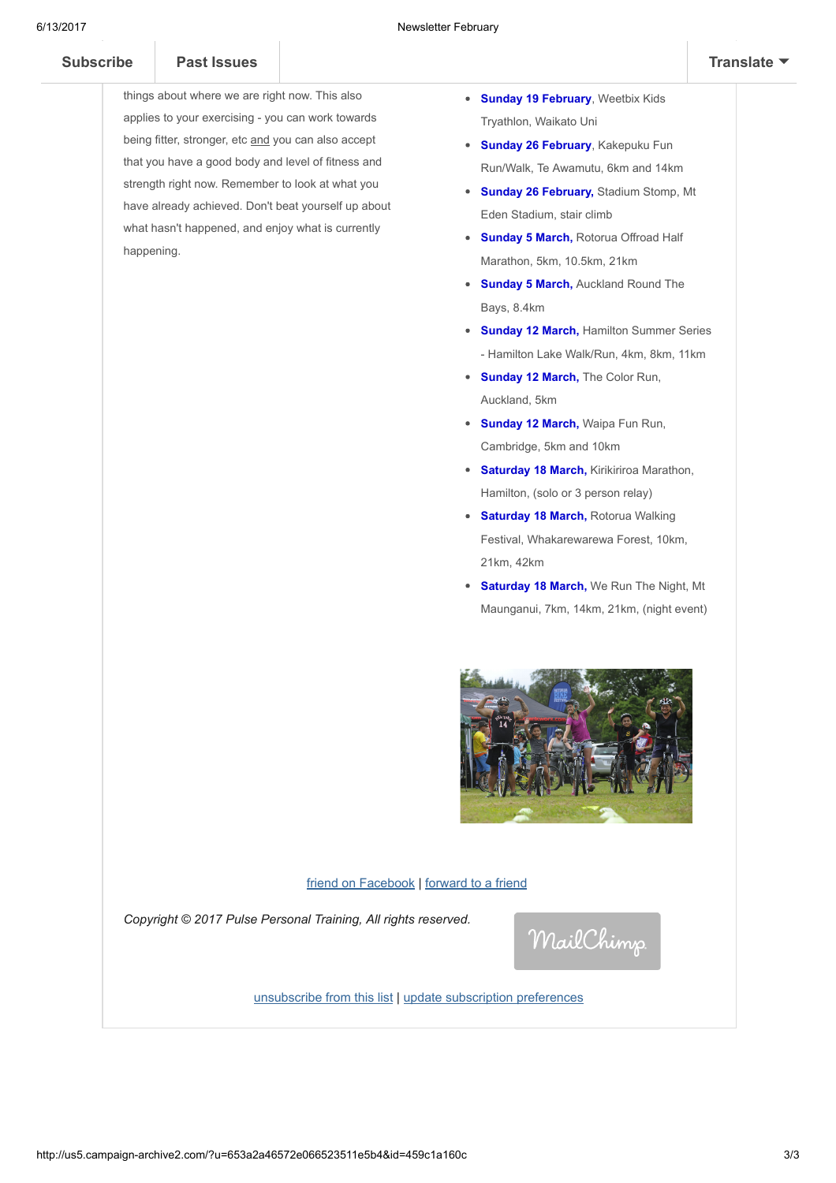things about where we are right now. This also applies to your exercising - you can work towards being fitter, stronger, etc and you can also accept that you have a good body and level of fitness and strength right now. Remember to look at what you have already achieved. Don't beat yourself up about what hasn't happened, and enjoy what is currently happening.

- **Sunday 19 February**, Weetbix Kids Tryathlon, Waikato Uni
- **Sunday 26 February**, Kakepuku Fun Run/Walk, Te Awamutu, 6km and 14km
- **Sunday 26 February,** Stadium Stomp, Mt Eden Stadium, stair climb
- **Sunday 5 March,** Rotorua Offroad Half Marathon, 5km, 10.5km, 21km
- **Sunday 5 March,** Auckland Round The Bays, 8.4km
- **Sunday 12 March,** Hamilton Summer Series - Hamilton Lake Walk/Run, 4km, 8km, 11km
- **Sunday 12 March,** The Color Run, Auckland, 5km
- **Sunday 12 March,** Waipa Fun Run, Cambridge, 5km and 10km
- **Saturday 18 March,** Kirikiriroa Marathon, Hamilton, (solo or 3 person relay)
- **Saturday 18 March,** Rotorua Walking Festival, Whakarewarewa Forest, 10km, 21km, 42km
- **Saturday 18 March,** We Run The Night, Mt Maunganui, 7km, 14km, 21km, (night event)

friend on Facebook | forward to a friend

*Copyright © 2017 Pulse Personal Training, All rights reserved.*

unsubscribe from this list | update subscription preferences